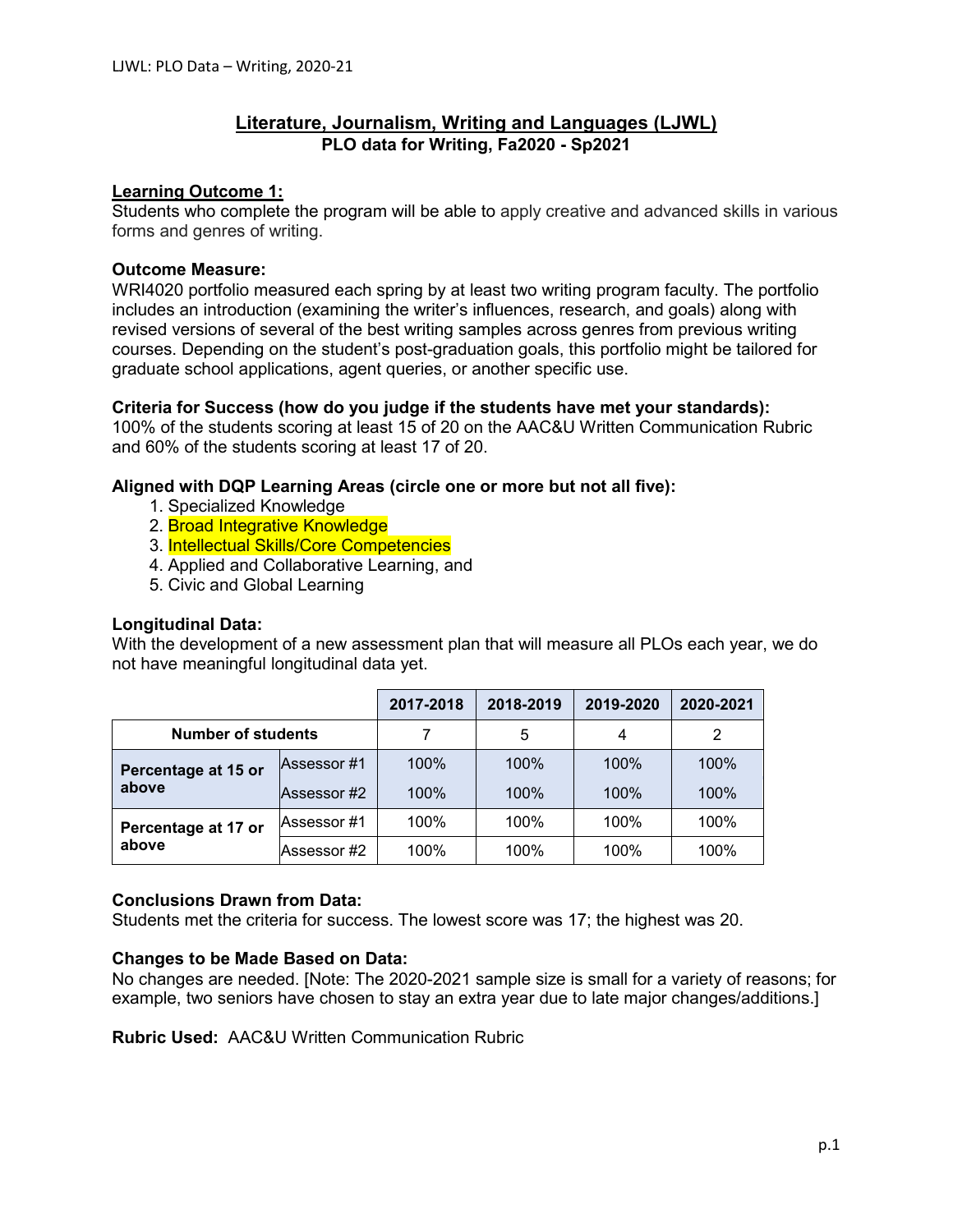# Literature, Journalism, Writing and Languages (LJWL)
## PLO data for Writing, Fa2020 - Sp2021

**Learning Outcome 1:**
Students who complete the program will be able to apply creative and advanced skills in various forms and genres of writing.

**Outcome Measure:**
WRI4020 portfolio measured each spring by at least two writing program faculty. The portfolio includes an introduction (examining the writer's influences, research, and goals) along with revised versions of several of the best writing samples across genres from previous writing courses. Depending on the student's post-graduation goals, this portfolio might be tailored for graduate school applications, agent queries, or another specific use.

**Criteria for Success (how do you judge if the students have met your standards):**
100% of the students scoring at least 15 of 20 on the AAC&U Written Communication Rubric and 60% of the students scoring at least 17 of 20.

**Aligned with DQP Learning Areas (circle one or more but not all five):**
1. Specialized Knowledge
2. Broad Integrative Knowledge
3. Intellectual Skills/Core Competencies
4. Applied and Collaborative Learning, and
5. Civic and Global Learning

**Longitudinal Data:**
With the development of a new assessment plan that will measure all PLOs each year, we do not have meaningful longitudinal data yet.

| | | 2017-2018 | 2018-2019 | 2019-2020 | 2020-2021 |
|---|---|---|---|---|---|
| **Number of students** | | 7 | 5 | 4 | 2 |
| **Percentage at 15 or above** | Assessor #1 | 100% | 100% | 100% | 100% |
| | Assessor #2 | 100% | 100% | 100% | 100% |
| **Percentage at 17 or above** | Assessor #1 | 100% | 100% | 100% | 100% |
| | Assessor #2 | 100% | 100% | 100% | 100% |

**Conclusions Drawn from Data:**
Students met the criteria for success. The lowest score was 17; the highest was 20.

**Changes to be Made Based on Data:**
No changes are needed. [Note: The 2020-2021 sample size is small for a variety of reasons; for example, two seniors have chosen to stay an extra year due to late major changes/additions.]

**Rubric Used:** AAC&U Written Communication Rubric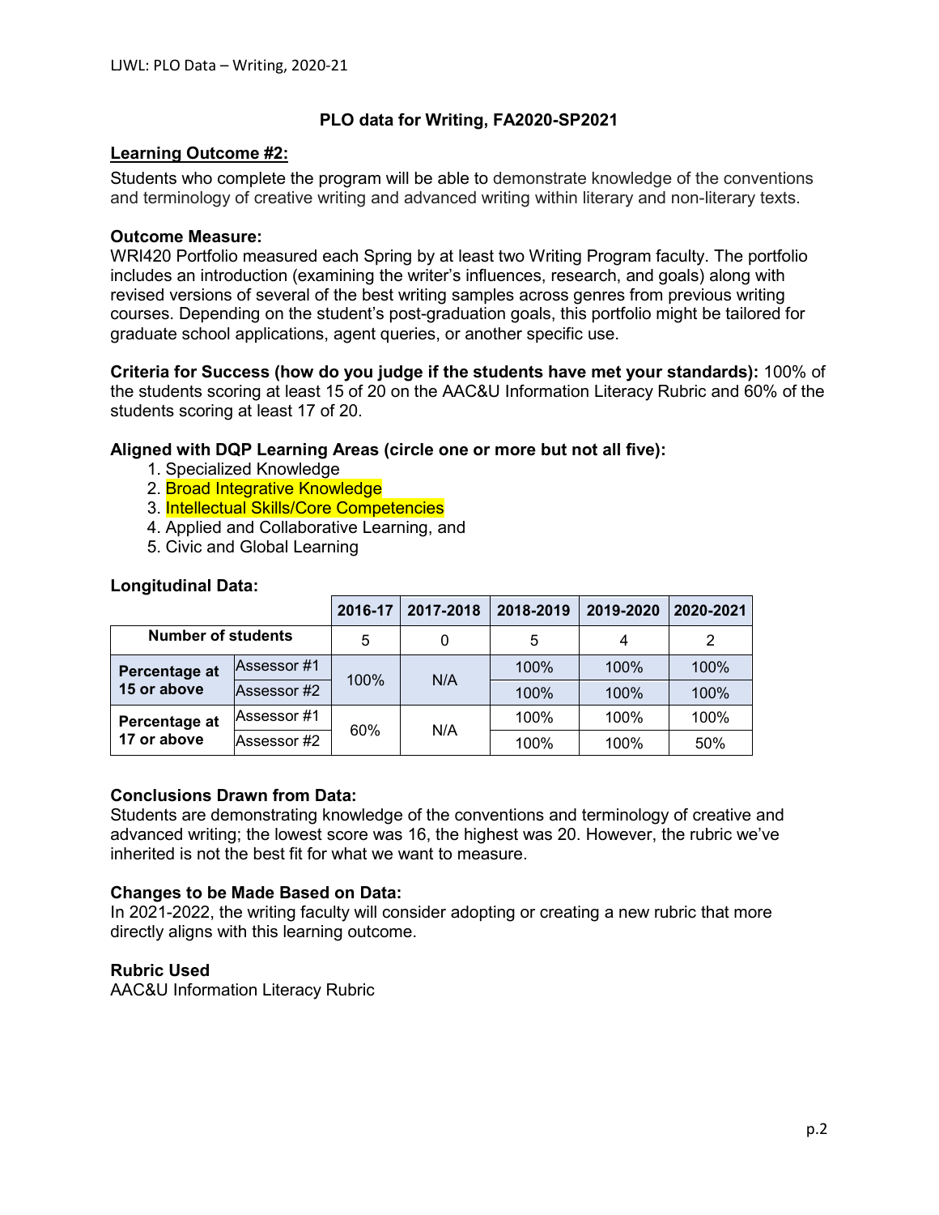## PLO data for Writing, FA2020-SP2021

**Learning Outcome #2:**

Students who complete the program will be able to demonstrate knowledge of the conventions and terminology of creative writing and advanced writing within literary and non-literary texts.

**Outcome Measure:**

WRI420 Portfolio measured each Spring by at least two Writing Program faculty. The portfolio includes an introduction (examining the writer's influences, research, and goals) along with revised versions of several of the best writing samples across genres from previous writing courses. Depending on the student's post-graduation goals, this portfolio might be tailored for graduate school applications, agent queries, or another specific use.

**Criteria for Success (how do you judge if the students have met your standards):** 100% of the students scoring at least 15 of 20 on the AAC&U Information Literacy Rubric and 60% of the students scoring at least 17 of 20.

**Aligned with DQP Learning Areas (circle one or more but not all five):**

1. Specialized Knowledge
2. Broad Integrative Knowledge
3. Intellectual Skills/Core Competencies
4. Applied and Collaborative Learning, and
5. Civic and Global Learning

**Longitudinal Data:**

| | | 2016-17 | 2017-2018 | 2018-2019 | 2019-2020 | 2020-2021 |
|---|---|---|---|---|---|---|
| Number of students | | 5 | 0 | 5 | 4 | 2 |
| Percentage at 15 or above | Assessor #1 | 100% | N/A | 100% | 100% | 100% |
| | Assessor #2 | | | 100% | 100% | 100% |
| Percentage at 17 or above | Assessor #1 | 60% | N/A | 100% | 100% | 100% |
| | Assessor #2 | | | 100% | 100% | 50% |

**Conclusions Drawn from Data:**

Students are demonstrating knowledge of the conventions and terminology of creative and advanced writing; the lowest score was 16, the highest was 20. However, the rubric we've inherited is not the best fit for what we want to measure.

**Changes to be Made Based on Data:**

In 2021-2022, the writing faculty will consider adopting or creating a new rubric that more directly aligns with this learning outcome.

**Rubric Used**

AAC&U Information Literacy Rubric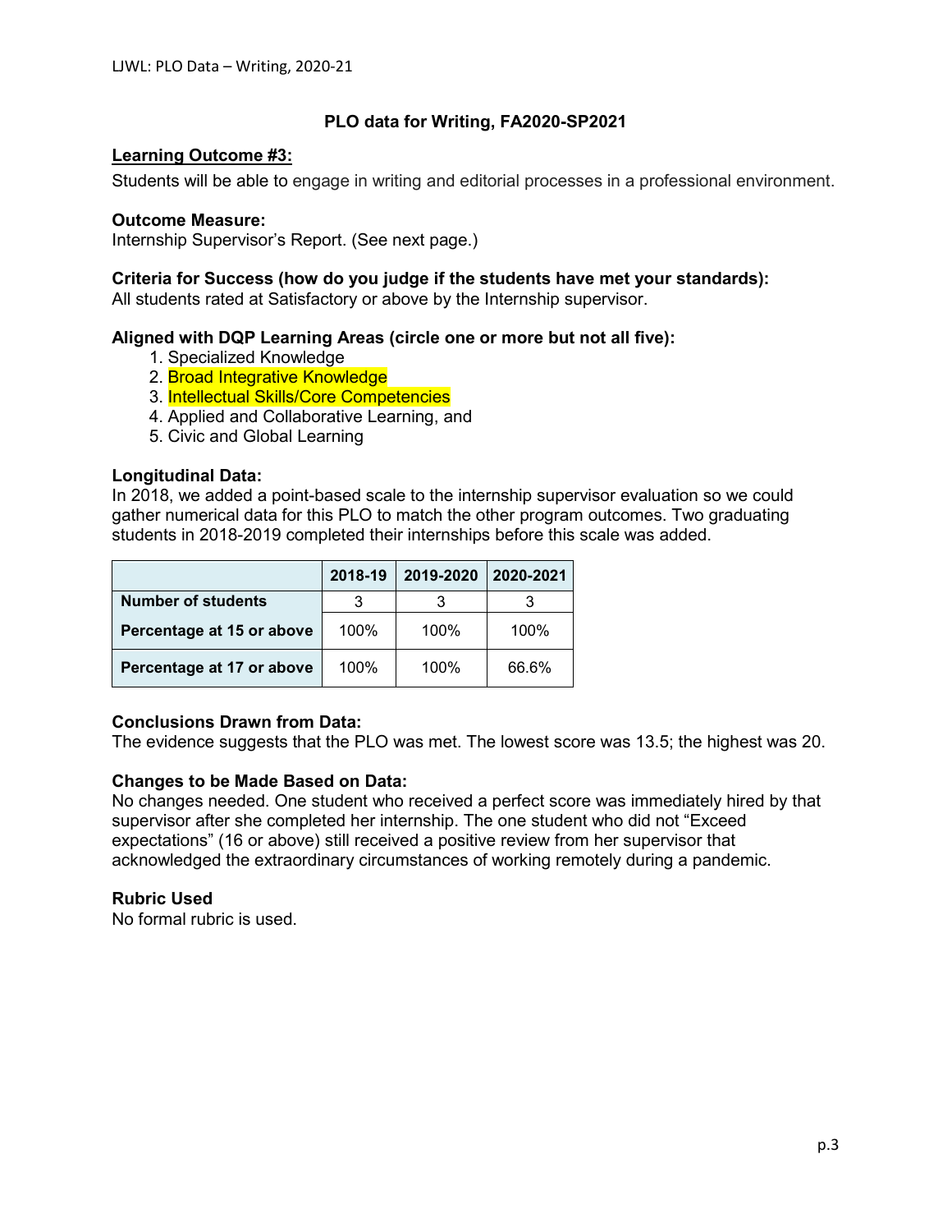## PLO data for Writing, FA2020-SP2021

**Learning Outcome #3:**

Students will be able to engage in writing and editorial processes in a professional environment.

**Outcome Measure:**

Internship Supervisor's Report. (See next page.)

**Criteria for Success (how do you judge if the students have met your standards):**

All students rated at Satisfactory or above by the Internship supervisor.

**Aligned with DQP Learning Areas (circle one or more but not all five):**

1. Specialized Knowledge
2. Broad Integrative Knowledge
3. Intellectual Skills/Core Competencies
4. Applied and Collaborative Learning, and
5. Civic and Global Learning

**Longitudinal Data:**

In 2018, we added a point-based scale to the internship supervisor evaluation so we could gather numerical data for this PLO to match the other program outcomes. Two graduating students in 2018-2019 completed their internships before this scale was added.

| | 2018-19 | 2019-2020 | 2020-2021 |
|---|---|---|---|
| **Number of students** | 3 | 3 | 3 |
| **Percentage at 15 or above** | 100% | 100% | 100% |
| **Percentage at 17 or above** | 100% | 100% | 66.6% |

**Conclusions Drawn from Data:**

The evidence suggests that the PLO was met. The lowest score was 13.5; the highest was 20.

**Changes to be Made Based on Data:**

No changes needed. One student who received a perfect score was immediately hired by that supervisor after she completed her internship. The one student who did not "Exceed expectations" (16 or above) still received a positive review from her supervisor that acknowledged the extraordinary circumstances of working remotely during a pandemic.

**Rubric Used**

No formal rubric is used.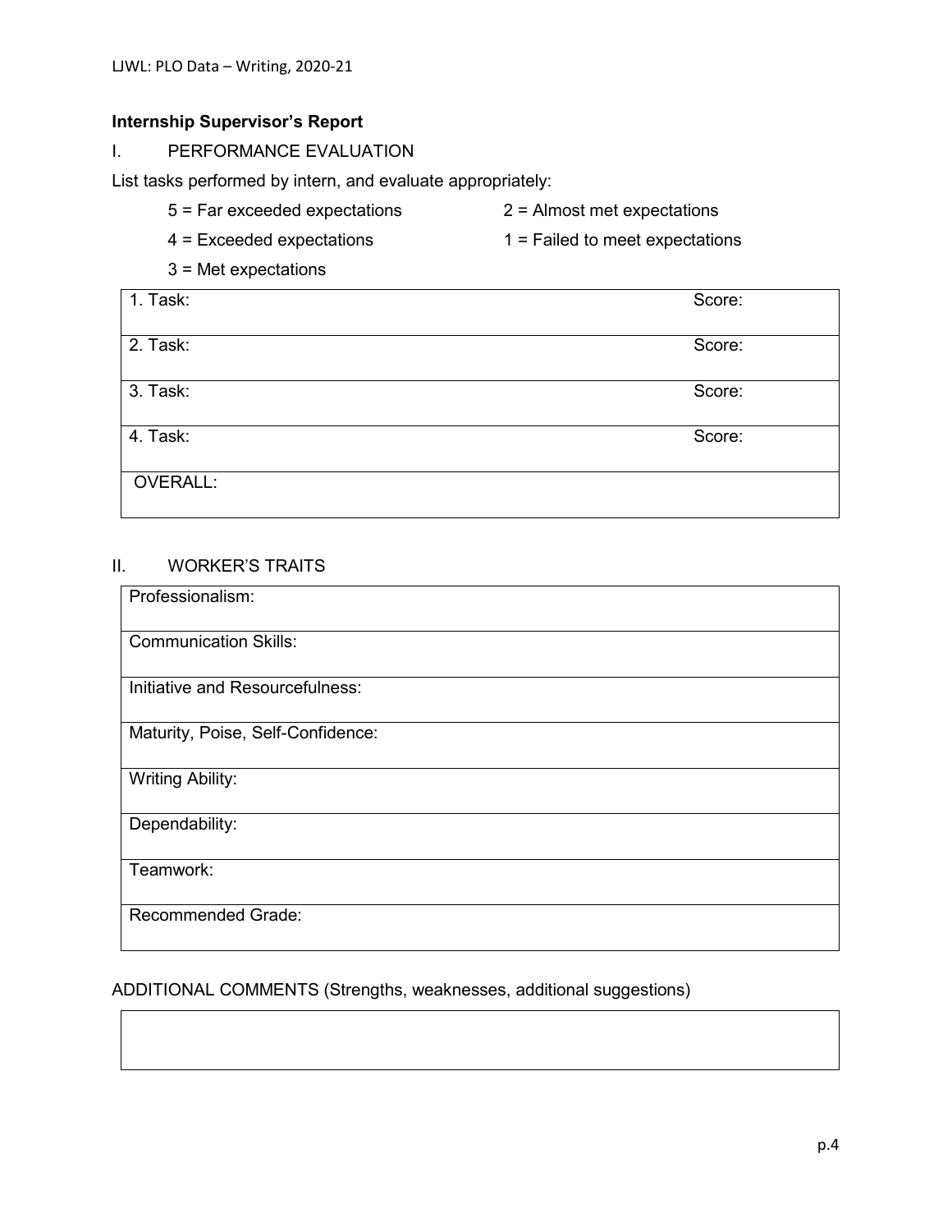**Internship Supervisor's Report**

I. PERFORMANCE EVALUATION

List tasks performed by intern, and evaluate appropriately:

5 = Far exceeded expectations
4 = Exceeded expectations
3 = Met expectations
2 = Almost met expectations
1 = Failed to meet expectations

| | |
|---|---|
| 1. Task: | Score: |
| 2. Task: | Score: |
| 3. Task: | Score: |
| 4. Task: | Score: |
| OVERALL: | |

II. WORKER'S TRAITS

| |
|---|
| Professionalism: |
| Communication Skills: |
| Initiative and Resourcefulness: |
| Maturity, Poise, Self-Confidence: |
| Writing Ability: |
| Dependability: |
| Teamwork: |
| Recommended Grade: |

ADDITIONAL COMMENTS (Strengths, weaknesses, additional suggestions)

| |
|---|
| |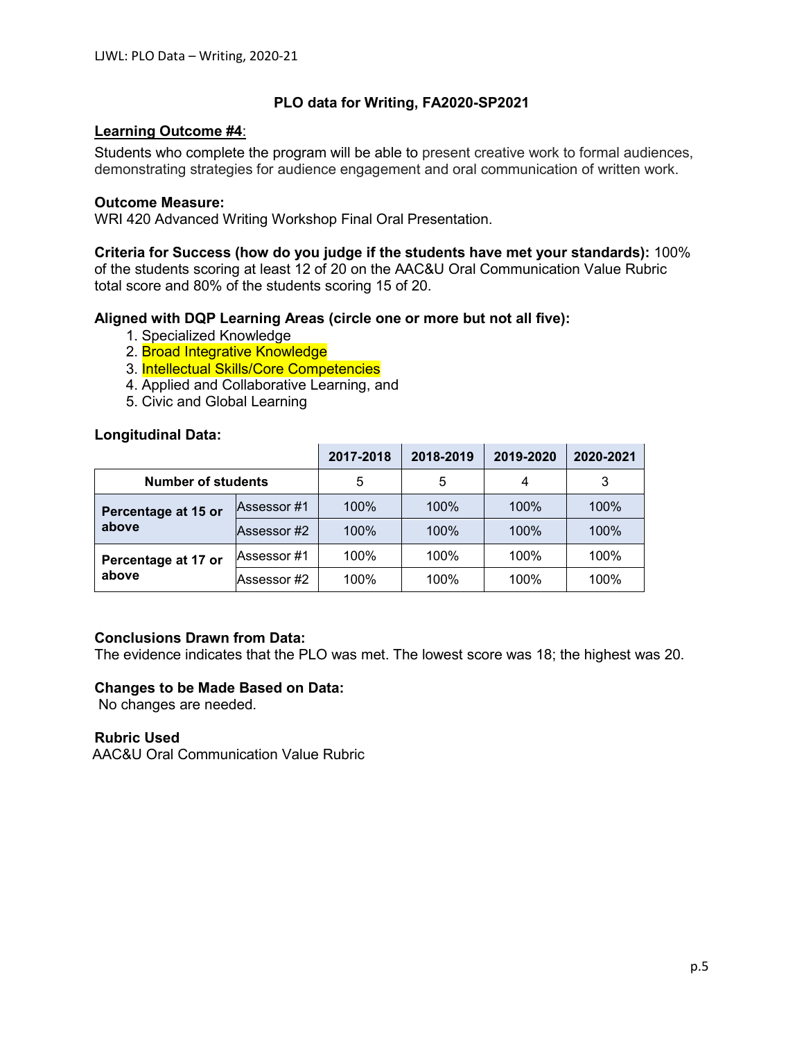## PLO data for Writing, FA2020-SP2021

**Learning Outcome #4**:

Students who complete the program will be able to present creative work to formal audiences, demonstrating strategies for audience engagement and oral communication of written work.

**Outcome Measure:**
WRI 420 Advanced Writing Workshop Final Oral Presentation.

**Criteria for Success (how do you judge if the students have met your standards):** 100% of the students scoring at least 12 of 20 on the AAC&U Oral Communication Value Rubric total score and 80% of the students scoring 15 of 20.

**Aligned with DQP Learning Areas (circle one or more but not all five):**

1. Specialized Knowledge
2. Broad Integrative Knowledge
3. Intellectual Skills/Core Competencies
4. Applied and Collaborative Learning, and
5. Civic and Global Learning

**Longitudinal Data:**

| | | 2017-2018 | 2018-2019 | 2019-2020 | 2020-2021 |
|---|---|---|---|---|---|
| **Number of students** | | 5 | 5 | 4 | 3 |
| **Percentage at 15 or above** | Assessor #1 | 100% | 100% | 100% | 100% |
| | Assessor #2 | 100% | 100% | 100% | 100% |
| **Percentage at 17 or above** | Assessor #1 | 100% | 100% | 100% | 100% |
| | Assessor #2 | 100% | 100% | 100% | 100% |

**Conclusions Drawn from Data:**
The evidence indicates that the PLO was met. The lowest score was 18; the highest was 20.

**Changes to be Made Based on Data:**
No changes are needed.

**Rubric Used**
AAC&U Oral Communication Value Rubric